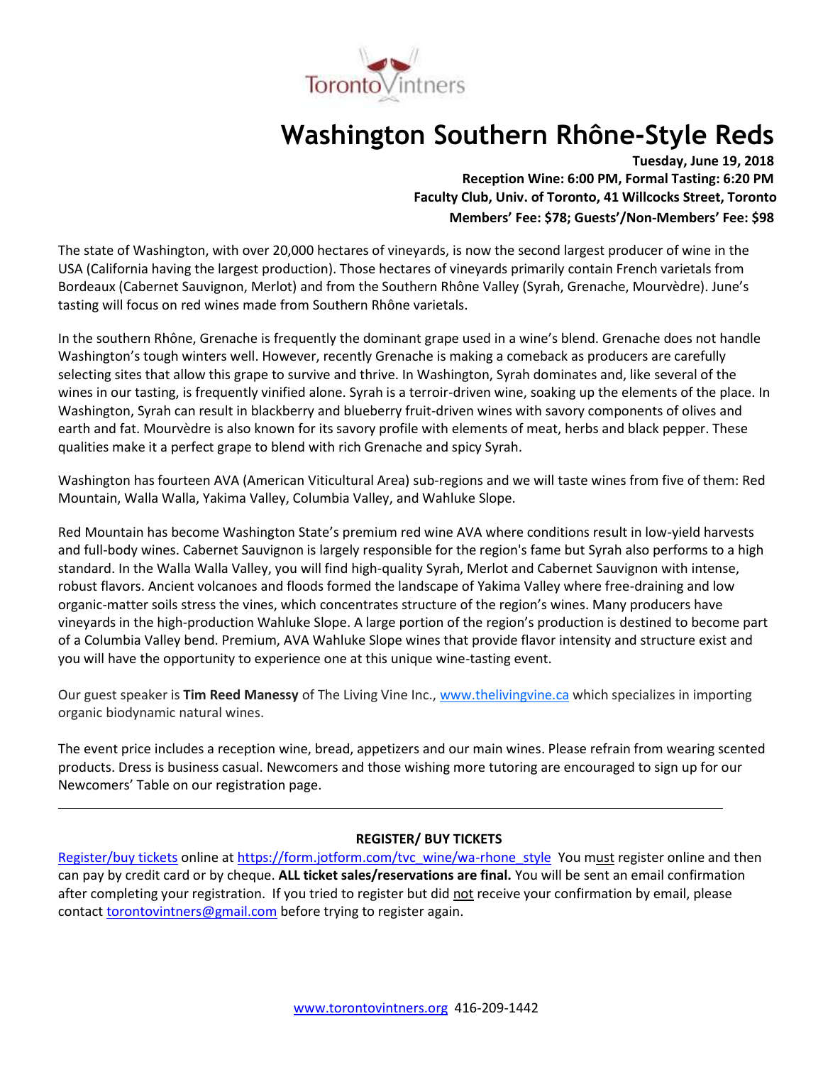TorontoVintners

# Washington Southern Rhône-Style Reds

**Tuesday, June 19, 2018**
**Reception Wine: 6:00 PM, Formal Tasting: 6:20 PM**
**Faculty Club, Univ. of Toronto, 41 Willcocks Street, Toronto**
**Members' Fee: $78; Guests'/Non-Members' Fee: $98**

The state of Washington, with over 20,000 hectares of vineyards, is now the second largest producer of wine in the USA (California having the largest production). Those hectares of vineyards primarily contain French varietals from Bordeaux (Cabernet Sauvignon, Merlot) and from the Southern Rhône Valley (Syrah, Grenache, Mourvèdre). June's tasting will focus on red wines made from Southern Rhône varietals.

In the southern Rhône, Grenache is frequently the dominant grape used in a wine's blend. Grenache does not handle Washington's tough winters well. However, recently Grenache is making a comeback as producers are carefully selecting sites that allow this grape to survive and thrive. In Washington, Syrah dominates and, like several of the wines in our tasting, is frequently vinified alone. Syrah is a terroir-driven wine, soaking up the elements of the place. In Washington, Syrah can result in blackberry and blueberry fruit-driven wines with savory components of olives and earth and fat. Mourvèdre is also known for its savory profile with elements of meat, herbs and black pepper. These qualities make it a perfect grape to blend with rich Grenache and spicy Syrah.

Washington has fourteen AVA (American Viticultural Area) sub-regions and we will taste wines from five of them: Red Mountain, Walla Walla, Yakima Valley, Columbia Valley, and Wahluke Slope.

Red Mountain has become Washington State's premium red wine AVA where conditions result in low-yield harvests and full-body wines. Cabernet Sauvignon is largely responsible for the region's fame but Syrah also performs to a high standard. In the Walla Walla Valley, you will find high-quality Syrah, Merlot and Cabernet Sauvignon with intense, robust flavors. Ancient volcanoes and floods formed the landscape of Yakima Valley where free-draining and low organic-matter soils stress the vines, which concentrates structure of the region's wines. Many producers have vineyards in the high-production Wahluke Slope. A large portion of the region's production is destined to become part of a Columbia Valley bend. Premium, AVA Wahluke Slope wines that provide flavor intensity and structure exist and you will have the opportunity to experience one at this unique wine-tasting event.

Our guest speaker is **Tim Reed Manessy** of The Living Vine Inc., www.thelivingvine.ca which specializes in importing organic biodynamic natural wines.

The event price includes a reception wine, bread, appetizers and our main wines. Please refrain from wearing scented products. Dress is business casual. Newcomers and those wishing more tutoring are encouraged to sign up for our Newcomers' Table on our registration page.

---

**REGISTER/ BUY TICKETS**

Register/buy tickets online at https://form.jotform.com/tvc_wine/wa-rhone_style You must register online and then can pay by credit card or by cheque. **ALL ticket sales/reservations are final.** You will be sent an email confirmation after completing your registration. If you tried to register but did not receive your confirmation by email, please contact torontovintners@gmail.com before trying to register again.

www.torontovintners.org 416-209-1442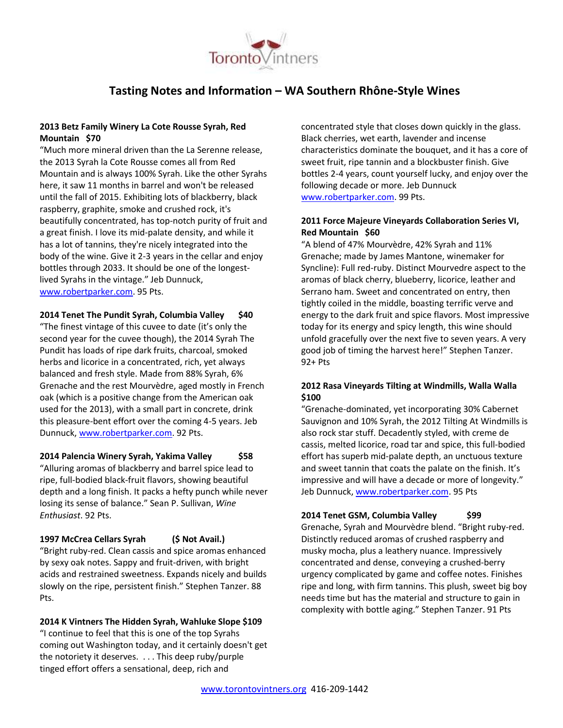# Tasting Notes and Information – WA Southern Rhône-Style Wines

**2013 Betz Family Winery La Cote Rousse Syrah, Red Mountain $70**
"Much more mineral driven than the La Serenne release, the 2013 Syrah la Cote Rousse comes all from Red Mountain and is always 100% Syrah. Like the other Syrahs here, it saw 11 months in barrel and won't be released until the fall of 2015. Exhibiting lots of blackberry, black raspberry, graphite, smoke and crushed rock, it's beautifully concentrated, has top-notch purity of fruit and a great finish. I love its mid-palate density, and while it has a lot of tannins, they're nicely integrated into the body of the wine. Give it 2-3 years in the cellar and enjoy bottles through 2033. It should be one of the longest-lived Syrahs in the vintage." Jeb Dunnuck, www.robertparker.com. 95 Pts.

**2014 Tenet The Pundit Syrah, Columbia Valley $40**
"The finest vintage of this cuvee to date (it's only the second year for the cuvee though), the 2014 Syrah The Pundit has loads of ripe dark fruits, charcoal, smoked herbs and licorice in a concentrated, rich, yet always balanced and fresh style. Made from 88% Syrah, 6% Grenache and the rest Mourvèdre, aged mostly in French oak (which is a positive change from the American oak used for the 2013), with a small part in concrete, drink this pleasure-bent effort over the coming 4-5 years. Jeb Dunnuck, www.robertparker.com. 92 Pts.

**2014 Palencia Winery Syrah, Yakima Valley $58**
"Alluring aromas of blackberry and barrel spice lead to ripe, full-bodied black-fruit flavors, showing beautiful depth and a long finish. It packs a hefty punch while never losing its sense of balance." Sean P. Sullivan, *Wine Enthusiast*. 92 Pts.

**1997 McCrea Cellars Syrah ($ Not Avail.)**
"Bright ruby-red. Clean cassis and spice aromas enhanced by sexy oak notes. Sappy and fruit-driven, with bright acids and restrained sweetness. Expands nicely and builds slowly on the ripe, persistent finish." Stephen Tanzer. 88 Pts.

**2014 K Vintners The Hidden Syrah, Wahluke Slope $109**
"I continue to feel that this is one of the top Syrahs coming out Washington today, and it certainly doesn't get the notoriety it deserves. . . . This deep ruby/purple tinged effort offers a sensational, deep, rich and concentrated style that closes down quickly in the glass. Black cherries, wet earth, lavender and incense characteristics dominate the bouquet, and it has a core of sweet fruit, ripe tannin and a blockbuster finish. Give bottles 2-4 years, count yourself lucky, and enjoy over the following decade or more. Jeb Dunnuck www.robertparker.com. 99 Pts.

**2011 Force Majeure Vineyards Collaboration Series VI, Red Mountain $60**
"A blend of 47% Mourvèdre, 42% Syrah and 11% Grenache; made by James Mantone, winemaker for Syncline): Full red-ruby. Distinct Mourvedre aspect to the aromas of black cherry, blueberry, licorice, leather and Serrano ham. Sweet and concentrated on entry, then tightly coiled in the middle, boasting terrific verve and energy to the dark fruit and spice flavors. Most impressive today for its energy and spicy length, this wine should unfold gracefully over the next five to seven years. A very good job of timing the harvest here!" Stephen Tanzer. 92+ Pts

**2012 Rasa Vineyards Tilting at Windmills, Walla Walla $100**
"Grenache-dominated, yet incorporating 30% Cabernet Sauvignon and 10% Syrah, the 2012 Tilting At Windmills is also rock star stuff. Decadently styled, with creme de cassis, melted licorice, road tar and spice, this full-bodied effort has superb mid-palate depth, an unctuous texture and sweet tannin that coats the palate on the finish. It's impressive and will have a decade or more of longevity." Jeb Dunnuck, www.robertparker.com. 95 Pts

**2014 Tenet GSM, Columbia Valley $99**
Grenache, Syrah and Mourvèdre blend. "Bright ruby-red. Distinctly reduced aromas of crushed raspberry and musky mocha, plus a leathery nuance. Impressively concentrated and dense, conveying a crushed-berry urgency complicated by game and coffee notes. Finishes ripe and long, with firm tannins. This plush, sweet big boy needs time but has the material and structure to gain in complexity with bottle aging." Stephen Tanzer. 91 Pts

www.torontovintners.org 416-209-1442